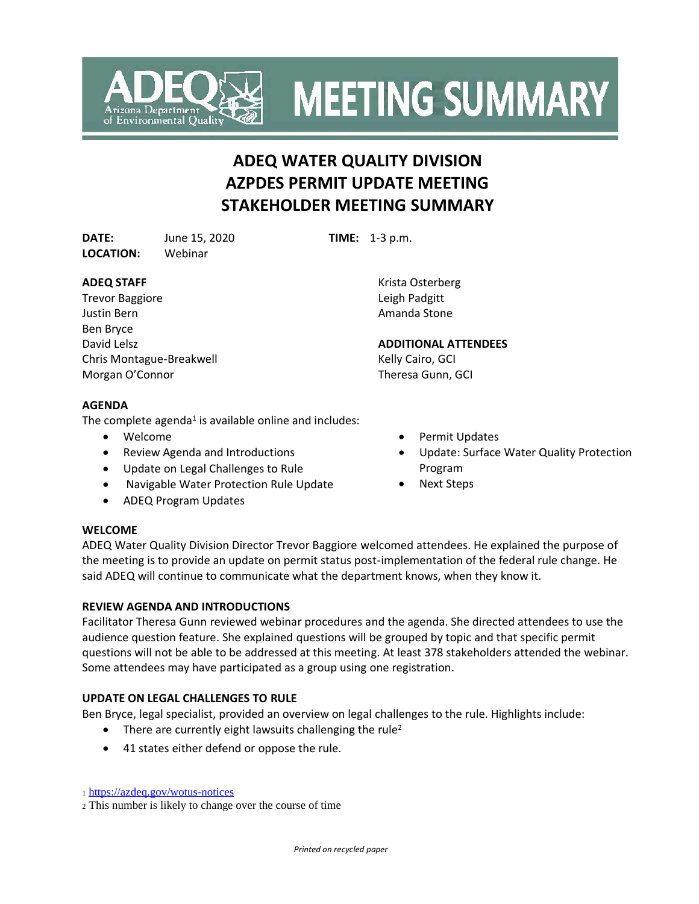# MEETING SUMMARY

## ADEQ WATER QUALITY DIVISION
## AZPDES PERMIT UPDATE MEETING
## STAKEHOLDER MEETING SUMMARY

**DATE:** June 15, 2020 **TIME:** 1-3 p.m.
**LOCATION:** Webinar

**ADEQ STAFF**
Trevor Baggiore
Justin Bern
Ben Bryce
David Lelsz
Chris Montague-Breakwell
Morgan O'Connor
Krista Osterberg
Leigh Padgitt
Amanda Stone

**ADDITIONAL ATTENDEES**
Kelly Cairo, GCI
Theresa Gunn, GCI

**AGENDA**

The complete agenda[1] is available online and includes:

- Welcome
- Review Agenda and Introductions
- Update on Legal Challenges to Rule
- Navigable Water Protection Rule Update
- ADEQ Program Updates
- Permit Updates
- Update: Surface Water Quality Protection Program
- Next Steps

**WELCOME**

ADEQ Water Quality Division Director Trevor Baggiore welcomed attendees. He explained the purpose of the meeting is to provide an update on permit status post-implementation of the federal rule change. He said ADEQ will continue to communicate what the department knows, when they know it.

**REVIEW AGENDA AND INTRODUCTIONS**

Facilitator Theresa Gunn reviewed webinar procedures and the agenda. She directed attendees to use the audience question feature. She explained questions will be grouped by topic and that specific permit questions will not be able to be addressed at this meeting. At least 378 stakeholders attended the webinar. Some attendees may have participated as a group using one registration.

**UPDATE ON LEGAL CHALLENGES TO RULE**

Ben Bryce, legal specialist, provided an overview on legal challenges to the rule. Highlights include:

- There are currently eight lawsuits challenging the rule[2]
- 41 states either defend or oppose the rule.

[1] https://azdeq.gov/wotus-notices
[2] This number is likely to change over the course of time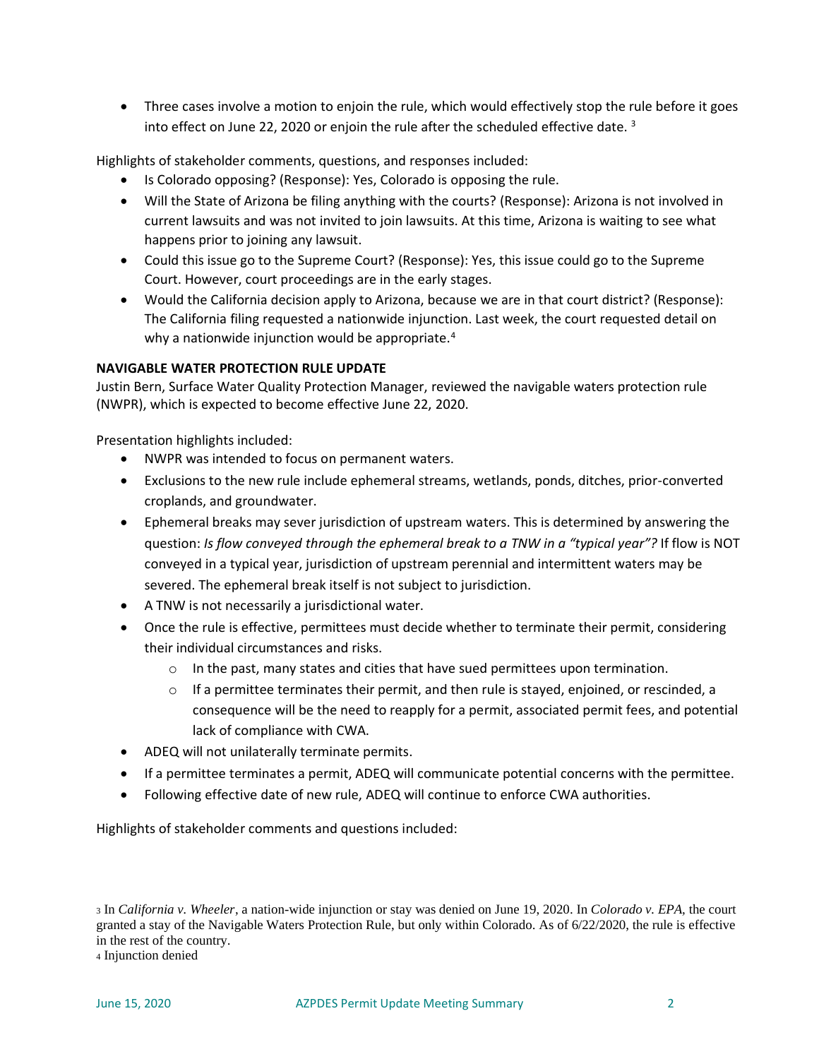- Three cases involve a motion to enjoin the rule, which would effectively stop the rule before it goes into effect on June 22, 2020 or enjoin the rule after the scheduled effective date. [3]

Highlights of stakeholder comments, questions, and responses included:

- Is Colorado opposing? (Response): Yes, Colorado is opposing the rule.
- Will the State of Arizona be filing anything with the courts? (Response): Arizona is not involved in current lawsuits and was not invited to join lawsuits. At this time, Arizona is waiting to see what happens prior to joining any lawsuit.
- Could this issue go to the Supreme Court? (Response): Yes, this issue could go to the Supreme Court. However, court proceedings are in the early stages.
- Would the California decision apply to Arizona, because we are in that court district? (Response): The California filing requested a nationwide injunction. Last week, the court requested detail on why a nationwide injunction would be appropriate.[4]

**NAVIGABLE WATER PROTECTION RULE UPDATE**

Justin Bern, Surface Water Quality Protection Manager, reviewed the navigable waters protection rule (NWPR), which is expected to become effective June 22, 2020.

Presentation highlights included:

- NWPR was intended to focus on permanent waters.
- Exclusions to the new rule include ephemeral streams, wetlands, ponds, ditches, prior-converted croplands, and groundwater.
- Ephemeral breaks may sever jurisdiction of upstream waters. This is determined by answering the question: *Is flow conveyed through the ephemeral break to a TNW in a "typical year"?* If flow is NOT conveyed in a typical year, jurisdiction of upstream perennial and intermittent waters may be severed. The ephemeral break itself is not subject to jurisdiction.
- A TNW is not necessarily a jurisdictional water.
- Once the rule is effective, permittees must decide whether to terminate their permit, considering their individual circumstances and risks.
  - In the past, many states and cities that have sued permittees upon termination.
  - If a permittee terminates their permit, and then rule is stayed, enjoined, or rescinded, a consequence will be the need to reapply for a permit, associated permit fees, and potential lack of compliance with CWA.
- ADEQ will not unilaterally terminate permits.
- If a permittee terminates a permit, ADEQ will communicate potential concerns with the permittee.
- Following effective date of new rule, ADEQ will continue to enforce CWA authorities.

Highlights of stakeholder comments and questions included:

[3] In *California v. Wheeler*, a nation-wide injunction or stay was denied on June 19, 2020. In *Colorado v. EPA*, the court granted a stay of the Navigable Waters Protection Rule, but only within Colorado. As of 6/22/2020, the rule is effective in the rest of the country.

[4] Injunction denied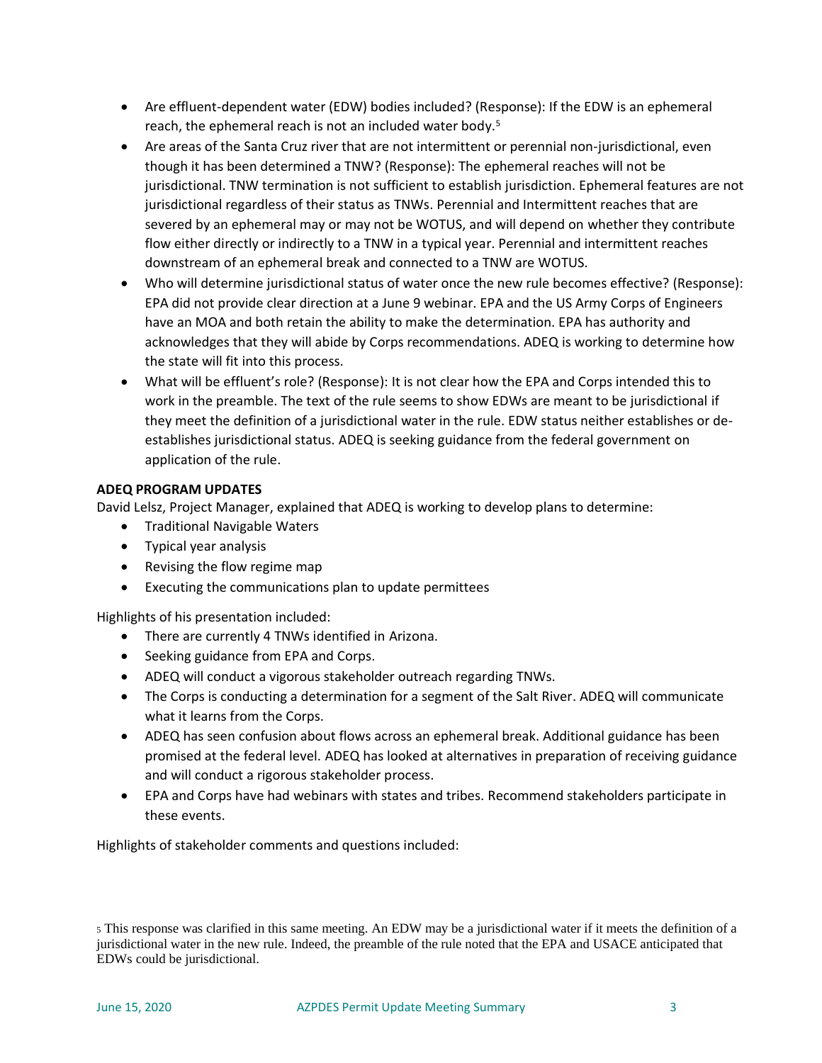- Are effluent-dependent water (EDW) bodies included? (Response): If the EDW is an ephemeral reach, the ephemeral reach is not an included water body.[5]
- Are areas of the Santa Cruz river that are not intermittent or perennial non-jurisdictional, even though it has been determined a TNW? (Response): The ephemeral reaches will not be jurisdictional. TNW termination is not sufficient to establish jurisdiction. Ephemeral features are not jurisdictional regardless of their status as TNWs. Perennial and Intermittent reaches that are severed by an ephemeral may or may not be WOTUS, and will depend on whether they contribute flow either directly or indirectly to a TNW in a typical year. Perennial and intermittent reaches downstream of an ephemeral break and connected to a TNW are WOTUS.
- Who will determine jurisdictional status of water once the new rule becomes effective? (Response): EPA did not provide clear direction at a June 9 webinar. EPA and the US Army Corps of Engineers have an MOA and both retain the ability to make the determination. EPA has authority and acknowledges that they will abide by Corps recommendations. ADEQ is working to determine how the state will fit into this process.
- What will be effluent's role? (Response): It is not clear how the EPA and Corps intended this to work in the preamble. The text of the rule seems to show EDWs are meant to be jurisdictional if they meet the definition of a jurisdictional water in the rule. EDW status neither establishes or de-establishes jurisdictional status. ADEQ is seeking guidance from the federal government on application of the rule.

**ADEQ PROGRAM UPDATES**

David Lelsz, Project Manager, explained that ADEQ is working to develop plans to determine:

- Traditional Navigable Waters
- Typical year analysis
- Revising the flow regime map
- Executing the communications plan to update permittees

Highlights of his presentation included:

- There are currently 4 TNWs identified in Arizona.
- Seeking guidance from EPA and Corps.
- ADEQ will conduct a vigorous stakeholder outreach regarding TNWs.
- The Corps is conducting a determination for a segment of the Salt River. ADEQ will communicate what it learns from the Corps.
- ADEQ has seen confusion about flows across an ephemeral break. Additional guidance has been promised at the federal level. ADEQ has looked at alternatives in preparation of receiving guidance and will conduct a rigorous stakeholder process.
- EPA and Corps have had webinars with states and tribes. Recommend stakeholders participate in these events.

Highlights of stakeholder comments and questions included:

[5] This response was clarified in this same meeting. An EDW may be a jurisdictional water if it meets the definition of a jurisdictional water in the new rule. Indeed, the preamble of the rule noted that the EPA and USACE anticipated that EDWs could be jurisdictional.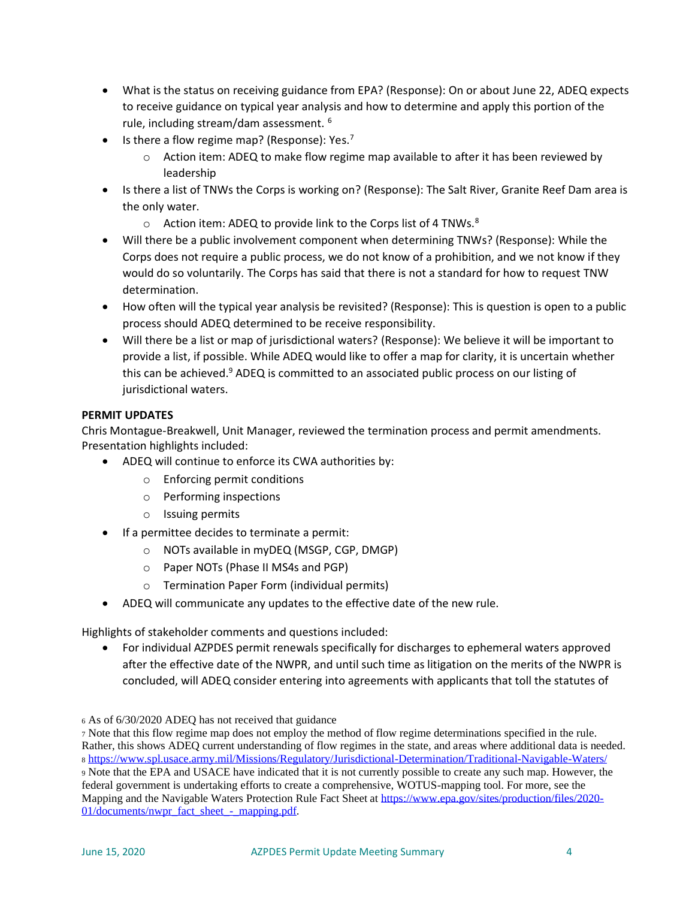- What is the status on receiving guidance from EPA? (Response): On or about June 22, ADEQ expects to receive guidance on typical year analysis and how to determine and apply this portion of the rule, including stream/dam assessment. [6]
- Is there a flow regime map? (Response): Yes.[7]
  - Action item: ADEQ to make flow regime map available to after it has been reviewed by leadership
- Is there a list of TNWs the Corps is working on? (Response): The Salt River, Granite Reef Dam area is the only water.
  - Action item: ADEQ to provide link to the Corps list of 4 TNWs.[8]
- Will there be a public involvement component when determining TNWs? (Response): While the Corps does not require a public process, we do not know of a prohibition, and we not know if they would do so voluntarily. The Corps has said that there is not a standard for how to request TNW determination.
- How often will the typical year analysis be revisited? (Response): This is question is open to a public process should ADEQ determined to be receive responsibility.
- Will there be a list or map of jurisdictional waters? (Response): We believe it will be important to provide a list, if possible. While ADEQ would like to offer a map for clarity, it is uncertain whether this can be achieved.[9] ADEQ is committed to an associated public process on our listing of jurisdictional waters.

**PERMIT UPDATES**

Chris Montague-Breakwell, Unit Manager, reviewed the termination process and permit amendments. Presentation highlights included:

- ADEQ will continue to enforce its CWA authorities by:
  - Enforcing permit conditions
  - Performing inspections
  - Issuing permits
- If a permittee decides to terminate a permit:
  - NOTs available in myDEQ (MSGP, CGP, DMGP)
  - Paper NOTs (Phase II MS4s and PGP)
  - Termination Paper Form (individual permits)
- ADEQ will communicate any updates to the effective date of the new rule.

Highlights of stakeholder comments and questions included:

- For individual AZPDES permit renewals specifically for discharges to ephemeral waters approved after the effective date of the NWPR, and until such time as litigation on the merits of the NWPR is concluded, will ADEQ consider entering into agreements with applicants that toll the statutes of

[6] As of 6/30/2020 ADEQ has not received that guidance

[7] Note that this flow regime map does not employ the method of flow regime determinations specified in the rule. Rather, this shows ADEQ current understanding of flow regimes in the state, and areas where additional data is needed.

[8] https://www.spl.usace.army.mil/Missions/Regulatory/Jurisdictional-Determination/Traditional-Navigable-Waters/

[9] Note that the EPA and USACE have indicated that it is not currently possible to create any such map. However, the federal government is undertaking efforts to create a comprehensive, WOTUS-mapping tool. For more, see the Mapping and the Navigable Waters Protection Rule Fact Sheet at https://www.epa.gov/sites/production/files/2020-01/documents/nwpr_fact_sheet_-_mapping.pdf.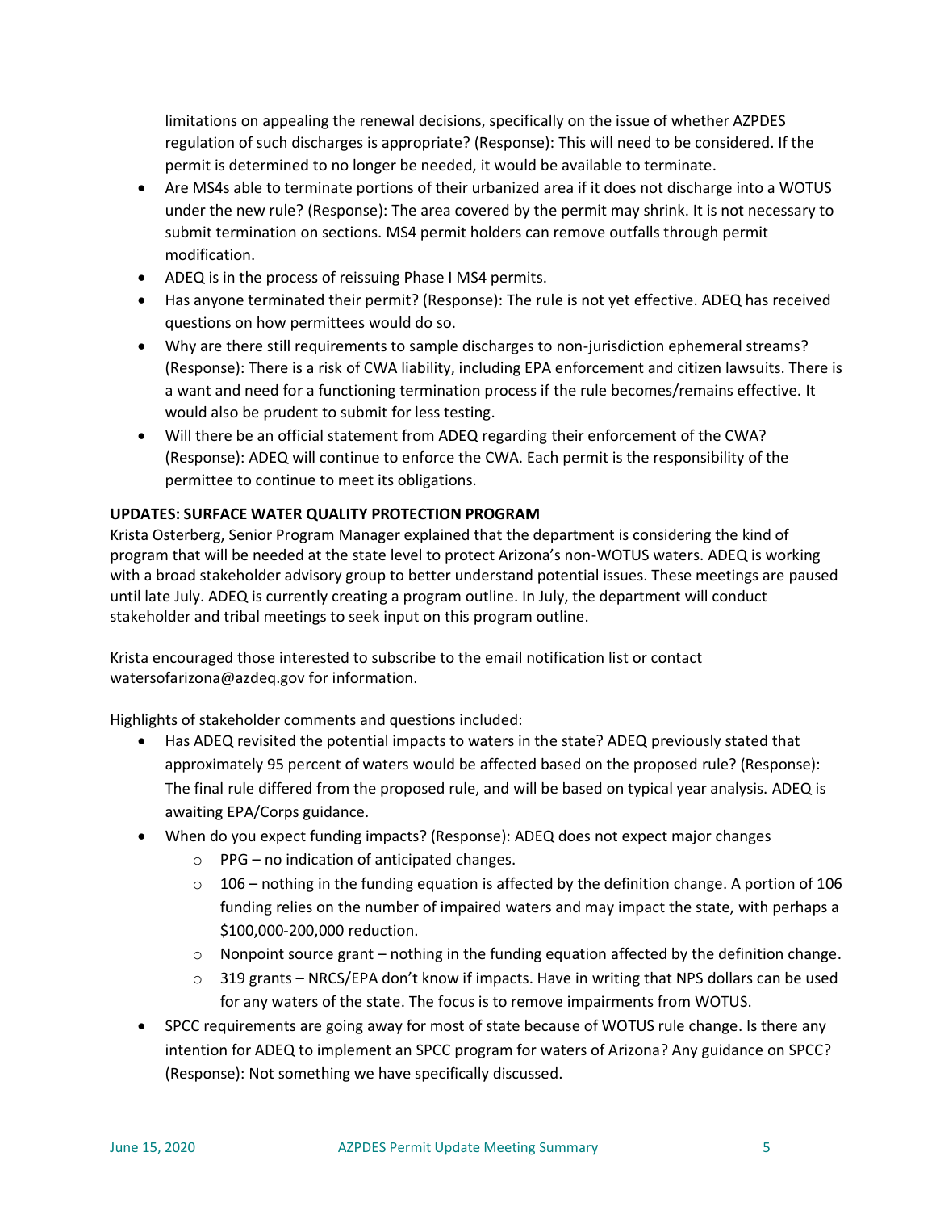limitations on appealing the renewal decisions, specifically on the issue of whether AZPDES regulation of such discharges is appropriate? (Response): This will need to be considered. If the permit is determined to no longer be needed, it would be available to terminate.

- Are MS4s able to terminate portions of their urbanized area if it does not discharge into a WOTUS under the new rule? (Response): The area covered by the permit may shrink. It is not necessary to submit termination on sections. MS4 permit holders can remove outfalls through permit modification.
- ADEQ is in the process of reissuing Phase I MS4 permits.
- Has anyone terminated their permit? (Response): The rule is not yet effective. ADEQ has received questions on how permittees would do so.
- Why are there still requirements to sample discharges to non-jurisdiction ephemeral streams? (Response): There is a risk of CWA liability, including EPA enforcement and citizen lawsuits. There is a want and need for a functioning termination process if the rule becomes/remains effective. It would also be prudent to submit for less testing.
- Will there be an official statement from ADEQ regarding their enforcement of the CWA? (Response): ADEQ will continue to enforce the CWA. Each permit is the responsibility of the permittee to continue to meet its obligations.

**UPDATES: SURFACE WATER QUALITY PROTECTION PROGRAM**

Krista Osterberg, Senior Program Manager explained that the department is considering the kind of program that will be needed at the state level to protect Arizona's non-WOTUS waters. ADEQ is working with a broad stakeholder advisory group to better understand potential issues. These meetings are paused until late July. ADEQ is currently creating a program outline. In July, the department will conduct stakeholder and tribal meetings to seek input on this program outline.

Krista encouraged those interested to subscribe to the email notification list or contact watersofarizona@azdeq.gov for information.

Highlights of stakeholder comments and questions included:

- Has ADEQ revisited the potential impacts to waters in the state? ADEQ previously stated that approximately 95 percent of waters would be affected based on the proposed rule? (Response): The final rule differed from the proposed rule, and will be based on typical year analysis. ADEQ is awaiting EPA/Corps guidance.
- When do you expect funding impacts? (Response): ADEQ does not expect major changes
  - PPG – no indication of anticipated changes.
  - 106 – nothing in the funding equation is affected by the definition change. A portion of 106 funding relies on the number of impaired waters and may impact the state, with perhaps a $100,000-200,000 reduction.
  - Nonpoint source grant – nothing in the funding equation affected by the definition change.
  - 319 grants – NRCS/EPA don't know if impacts. Have in writing that NPS dollars can be used for any waters of the state. The focus is to remove impairments from WOTUS.
- SPCC requirements are going away for most of state because of WOTUS rule change. Is there any intention for ADEQ to implement an SPCC program for waters of Arizona? Any guidance on SPCC? (Response): Not something we have specifically discussed.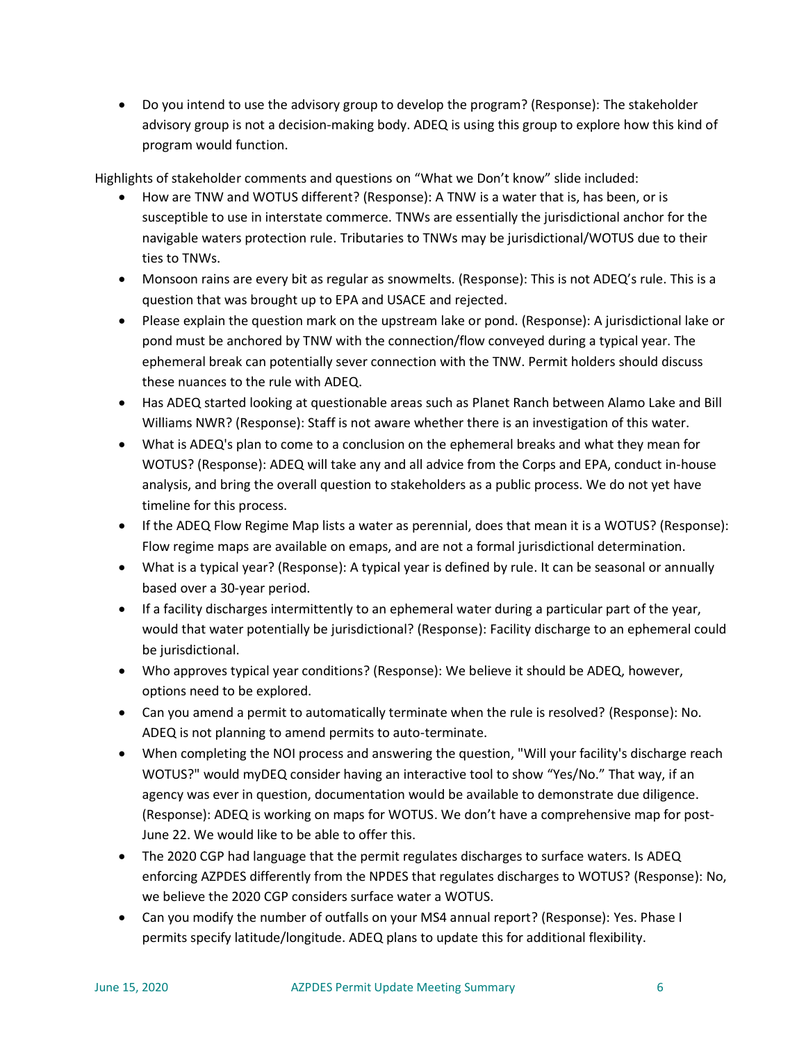- Do you intend to use the advisory group to develop the program? (Response): The stakeholder advisory group is not a decision-making body. ADEQ is using this group to explore how this kind of program would function.

Highlights of stakeholder comments and questions on "What we Don't know" slide included:

- How are TNW and WOTUS different? (Response): A TNW is a water that is, has been, or is susceptible to use in interstate commerce. TNWs are essentially the jurisdictional anchor for the navigable waters protection rule. Tributaries to TNWs may be jurisdictional/WOTUS due to their ties to TNWs.
- Monsoon rains are every bit as regular as snowmelts. (Response): This is not ADEQ's rule. This is a question that was brought up to EPA and USACE and rejected.
- Please explain the question mark on the upstream lake or pond. (Response): A jurisdictional lake or pond must be anchored by TNW with the connection/flow conveyed during a typical year. The ephemeral break can potentially sever connection with the TNW. Permit holders should discuss these nuances to the rule with ADEQ.
- Has ADEQ started looking at questionable areas such as Planet Ranch between Alamo Lake and Bill Williams NWR? (Response): Staff is not aware whether there is an investigation of this water.
- What is ADEQ's plan to come to a conclusion on the ephemeral breaks and what they mean for WOTUS? (Response): ADEQ will take any and all advice from the Corps and EPA, conduct in-house analysis, and bring the overall question to stakeholders as a public process. We do not yet have timeline for this process.
- If the ADEQ Flow Regime Map lists a water as perennial, does that mean it is a WOTUS? (Response): Flow regime maps are available on emaps, and are not a formal jurisdictional determination.
- What is a typical year? (Response): A typical year is defined by rule. It can be seasonal or annually based over a 30-year period.
- If a facility discharges intermittently to an ephemeral water during a particular part of the year, would that water potentially be jurisdictional? (Response): Facility discharge to an ephemeral could be jurisdictional.
- Who approves typical year conditions? (Response): We believe it should be ADEQ, however, options need to be explored.
- Can you amend a permit to automatically terminate when the rule is resolved? (Response): No. ADEQ is not planning to amend permits to auto-terminate.
- When completing the NOI process and answering the question, "Will your facility's discharge reach WOTUS?" would myDEQ consider having an interactive tool to show "Yes/No." That way, if an agency was ever in question, documentation would be available to demonstrate due diligence. (Response): ADEQ is working on maps for WOTUS. We don't have a comprehensive map for post-June 22. We would like to be able to offer this.
- The 2020 CGP had language that the permit regulates discharges to surface waters. Is ADEQ enforcing AZPDES differently from the NPDES that regulates discharges to WOTUS? (Response): No, we believe the 2020 CGP considers surface water a WOTUS.
- Can you modify the number of outfalls on your MS4 annual report? (Response): Yes. Phase I permits specify latitude/longitude. ADEQ plans to update this for additional flexibility.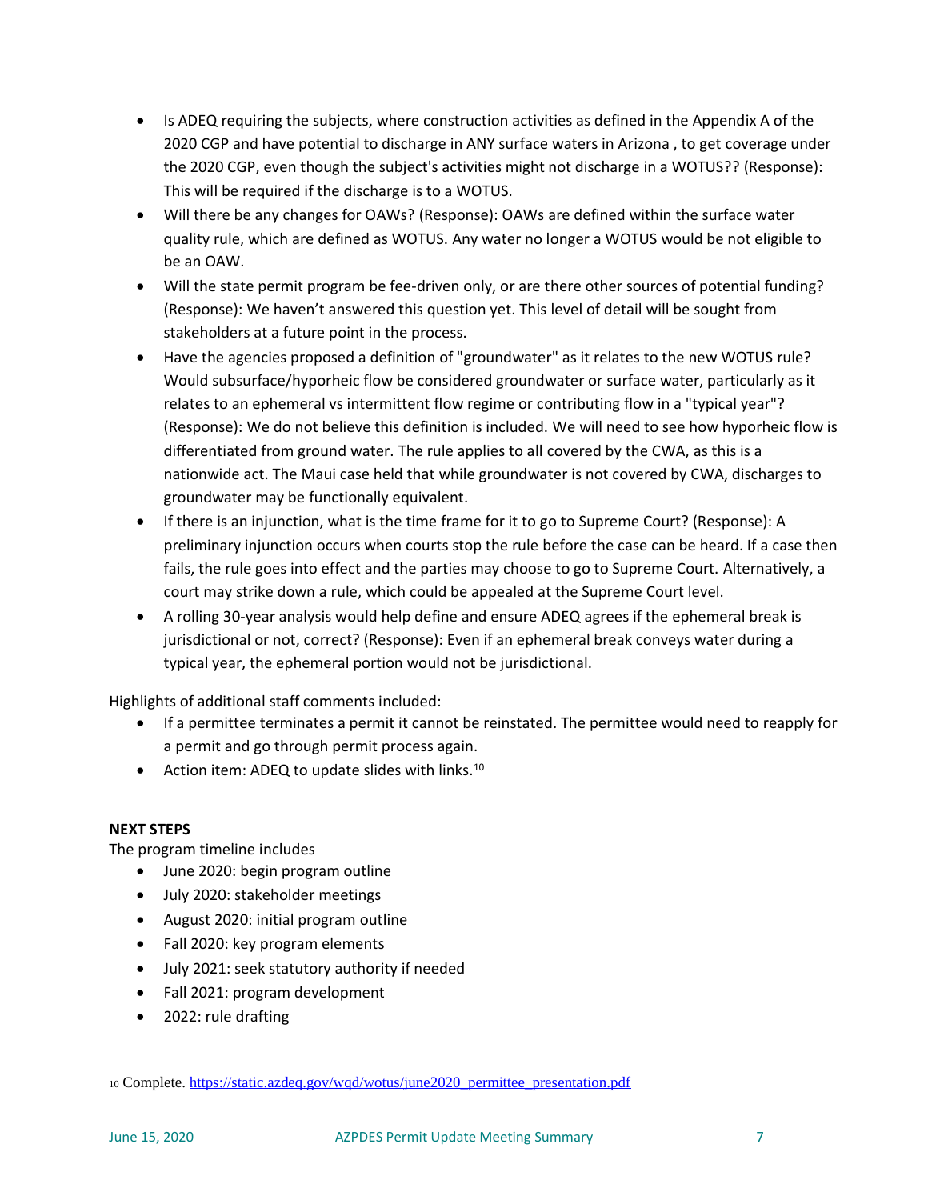- Is ADEQ requiring the subjects, where construction activities as defined in the Appendix A of the 2020 CGP and have potential to discharge in ANY surface waters in Arizona , to get coverage under the 2020 CGP, even though the subject's activities might not discharge in a WOTUS?? (Response): This will be required if the discharge is to a WOTUS.
- Will there be any changes for OAWs? (Response): OAWs are defined within the surface water quality rule, which are defined as WOTUS. Any water no longer a WOTUS would be not eligible to be an OAW.
- Will the state permit program be fee-driven only, or are there other sources of potential funding? (Response): We haven't answered this question yet. This level of detail will be sought from stakeholders at a future point in the process.
- Have the agencies proposed a definition of "groundwater" as it relates to the new WOTUS rule? Would subsurface/hyporheic flow be considered groundwater or surface water, particularly as it relates to an ephemeral vs intermittent flow regime or contributing flow in a "typical year"? (Response): We do not believe this definition is included. We will need to see how hyporheic flow is differentiated from ground water. The rule applies to all covered by the CWA, as this is a nationwide act. The Maui case held that while groundwater is not covered by CWA, discharges to groundwater may be functionally equivalent.
- If there is an injunction, what is the time frame for it to go to Supreme Court? (Response): A preliminary injunction occurs when courts stop the rule before the case can be heard. If a case then fails, the rule goes into effect and the parties may choose to go to Supreme Court. Alternatively, a court may strike down a rule, which could be appealed at the Supreme Court level.
- A rolling 30-year analysis would help define and ensure ADEQ agrees if the ephemeral break is jurisdictional or not, correct? (Response): Even if an ephemeral break conveys water during a typical year, the ephemeral portion would not be jurisdictional.

Highlights of additional staff comments included:

- If a permittee terminates a permit it cannot be reinstated. The permittee would need to reapply for a permit and go through permit process again.
- Action item: ADEQ to update slides with links.[10]

**NEXT STEPS**

The program timeline includes

- June 2020: begin program outline
- July 2020: stakeholder meetings
- August 2020: initial program outline
- Fall 2020: key program elements
- July 2021: seek statutory authority if needed
- Fall 2021: program development
- 2022: rule drafting

[10] Complete. https://static.azdeq.gov/wqd/wotus/june2020_permittee_presentation.pdf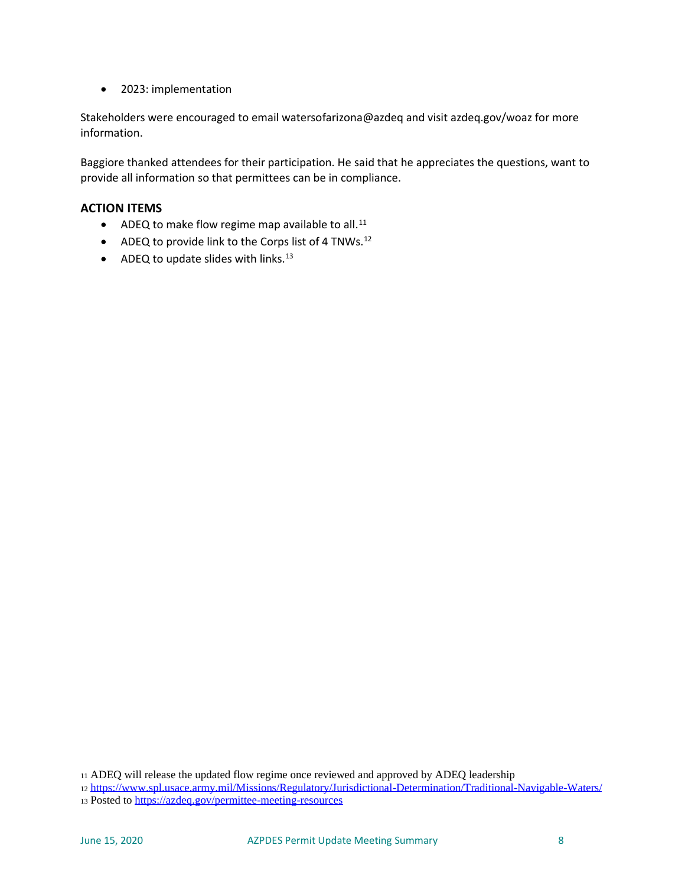- 2023: implementation

Stakeholders were encouraged to email watersofarizona@azdeq and visit azdeq.gov/woaz for more information.

Baggiore thanked attendees for their participation. He said that he appreciates the questions, want to provide all information so that permittees can be in compliance.

### ACTION ITEMS

- ADEQ to make flow regime map available to all.[11]
- ADEQ to provide link to the Corps list of 4 TNWs.[12]
- ADEQ to update slides with links.[13]

11 ADEQ will release the updated flow regime once reviewed and approved by ADEQ leadership

12 https://www.spl.usace.army.mil/Missions/Regulatory/Jurisdictional-Determination/Traditional-Navigable-Waters/

13 Posted to https://azdeq.gov/permittee-meeting-resources